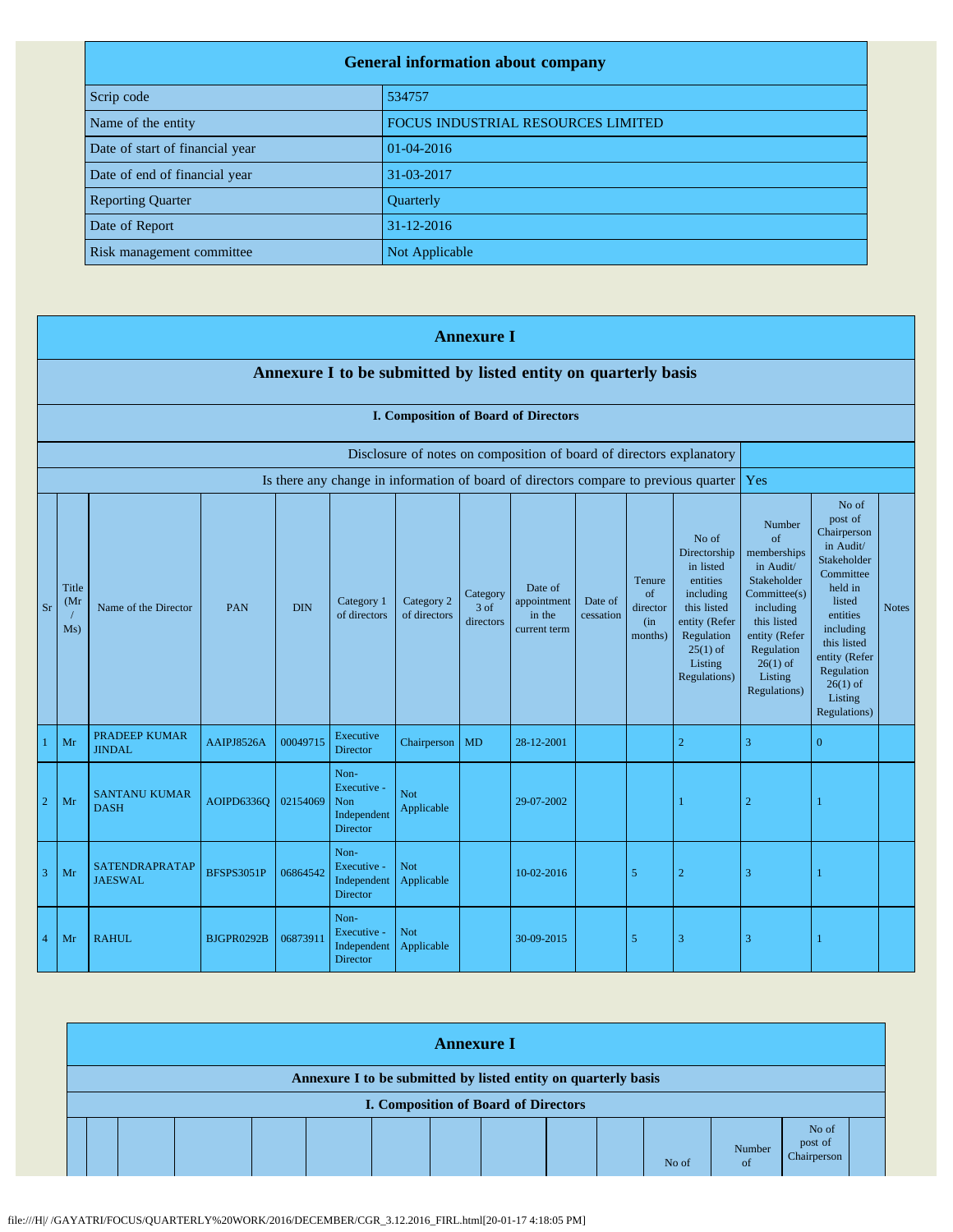## General information about company

| | |
|---|---|
| Scrip code | 534757 |
| Name of the entity | FOCUS INDUSTRIAL RESOURCES LIMITED |
| Date of start of financial year | 01-04-2016 |
| Date of end of financial year | 31-03-2017 |
| Reporting Quarter | Quarterly |
| Date of Report | 31-12-2016 |
| Risk management committee | Not Applicable |

## Annexure I

### Annexure I to be submitted by listed entity on quarterly basis

#### I. Composition of Board of Directors

| | |
|---|---|
| Disclosure of notes on composition of board of directors explanatory | |
| Is there any change in information of board of directors compare to previous quarter | Yes |

| Sr | Title (Mr / Ms) | Name of the Director | PAN | DIN | Category 1 of directors | Category 2 of directors | Category 3 of directors | Date of appointment in the current term | Date of cessation | Tenure of director (in months) | No of Directorship in listed entities including this listed entity (Refer Regulation 25(1) of Listing Regulations) | Number of memberships in Audit/ Stakeholder Committee(s) including this listed entity (Refer Regulation 26(1) of Listing Regulations) | No of post of Chairperson in Audit/ Stakeholder Committee held in listed entities including this listed entity (Refer Regulation 26(1) of Listing Regulations) | Notes |
|---|---|---|---|---|---|---|---|---|---|---|---|---|---|---|
| 1 | Mr | PRADEEP KUMAR JINDAL | AAIPJ8526A | 00049715 | Executive Director | Chairperson | MD | 28-12-2001 | | | 2 | 3 | 0 | |
| 2 | Mr | SANTANU KUMAR DASH | AOIPD6336Q | 02154069 | Non-Executive - Non Independent Director | Not Applicable | | 29-07-2002 | | | 1 | 2 | 1 | |
| 3 | Mr | SATENDRAPRATAP JAESWAL | BFSPS3051P | 06864542 | Non-Executive - Independent Director | Not Applicable | | 10-02-2016 | | 5 | 2 | 3 | 1 | |
| 4 | Mr | RAHUL | BJGPR0292B | 06873911 | Non-Executive - Independent Director | Not Applicable | | 30-09-2015 | | 5 | 3 | 3 | 1 | |

## Annexure I

### Annexure I to be submitted by listed entity on quarterly basis

#### I. Composition of Board of Directors

| | | | | | | | | | | | No of | Number of | No of post of Chairperson | |
|---|---|---|---|---|---|---|---|---|---|---|---|---|---|---|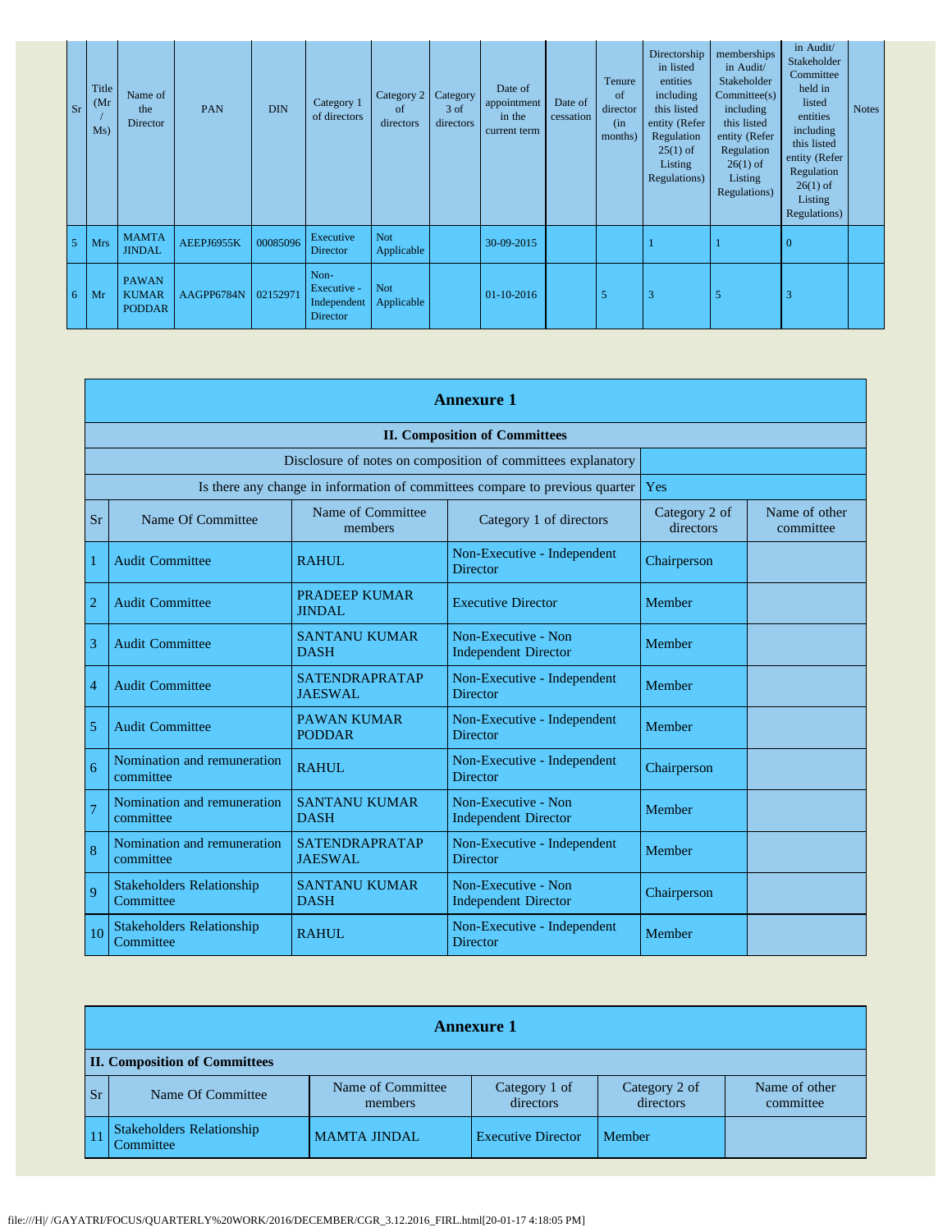| Sr | Title (Mr / Ms) | Name of the Director | PAN | DIN | Category 1 of directors | Category 2 of directors | Category 3 of directors | Date of appointment in the current term | Date of cessation | Tenure of director (in months) | Directorship in listed entities including this listed entity (Refer Regulation 25(1) of Listing Regulations) | memberships in Audit/ Stakeholder Committee(s) including this listed entity (Refer Regulation 26(1) of Listing Regulations) | in Audit/ Stakeholder Committee held in listed entities including this listed entity (Refer Regulation 26(1) of Listing Regulations) | Notes |
|---|---|---|---|---|---|---|---|---|---|---|---|---|---|---|
| 5 | Mrs | MAMTA JINDAL | AEEPJ6955K | 00085096 | Executive Director | Not Applicable | | 30-09-2015 | | | 1 | 1 | 0 | |
| 6 | Mr | PAWAN KUMAR PODDAR | AAGPP6784N | 02152971 | Non-Executive - Independent Director | Not Applicable | | 01-10-2016 | | 5 | 3 | 5 | 3 | |

## Annexure 1

### II. Composition of Committees

| Disclosure of notes on composition of committees explanatory | |
|---|---|
| Is there any change in information of committees compare to previous quarter | Yes |

| Sr | Name Of Committee | Name of Committee members | Category 1 of directors | Category 2 of directors | Name of other committee |
|---|---|---|---|---|---|
| 1 | Audit Committee | RAHUL | Non-Executive - Independent Director | Chairperson | |
| 2 | Audit Committee | PRADEEP KUMAR JINDAL | Executive Director | Member | |
| 3 | Audit Committee | SANTANU KUMAR DASH | Non-Executive - Non Independent Director | Member | |
| 4 | Audit Committee | SATENDRAPRATAP JAESWAL | Non-Executive - Independent Director | Member | |
| 5 | Audit Committee | PAWAN KUMAR PODDAR | Non-Executive - Independent Director | Member | |
| 6 | Nomination and remuneration committee | RAHUL | Non-Executive - Independent Director | Chairperson | |
| 7 | Nomination and remuneration committee | SANTANU KUMAR DASH | Non-Executive - Non Independent Director | Member | |
| 8 | Nomination and remuneration committee | SATENDRAPRATAP JAESWAL | Non-Executive - Independent Director | Member | |
| 9 | Stakeholders Relationship Committee | SANTANU KUMAR DASH | Non-Executive - Non Independent Director | Chairperson | |
| 10 | Stakeholders Relationship Committee | RAHUL | Non-Executive - Independent Director | Member | |
| 11 | Stakeholders Relationship Committee | MAMTA JINDAL | Executive Director | Member | |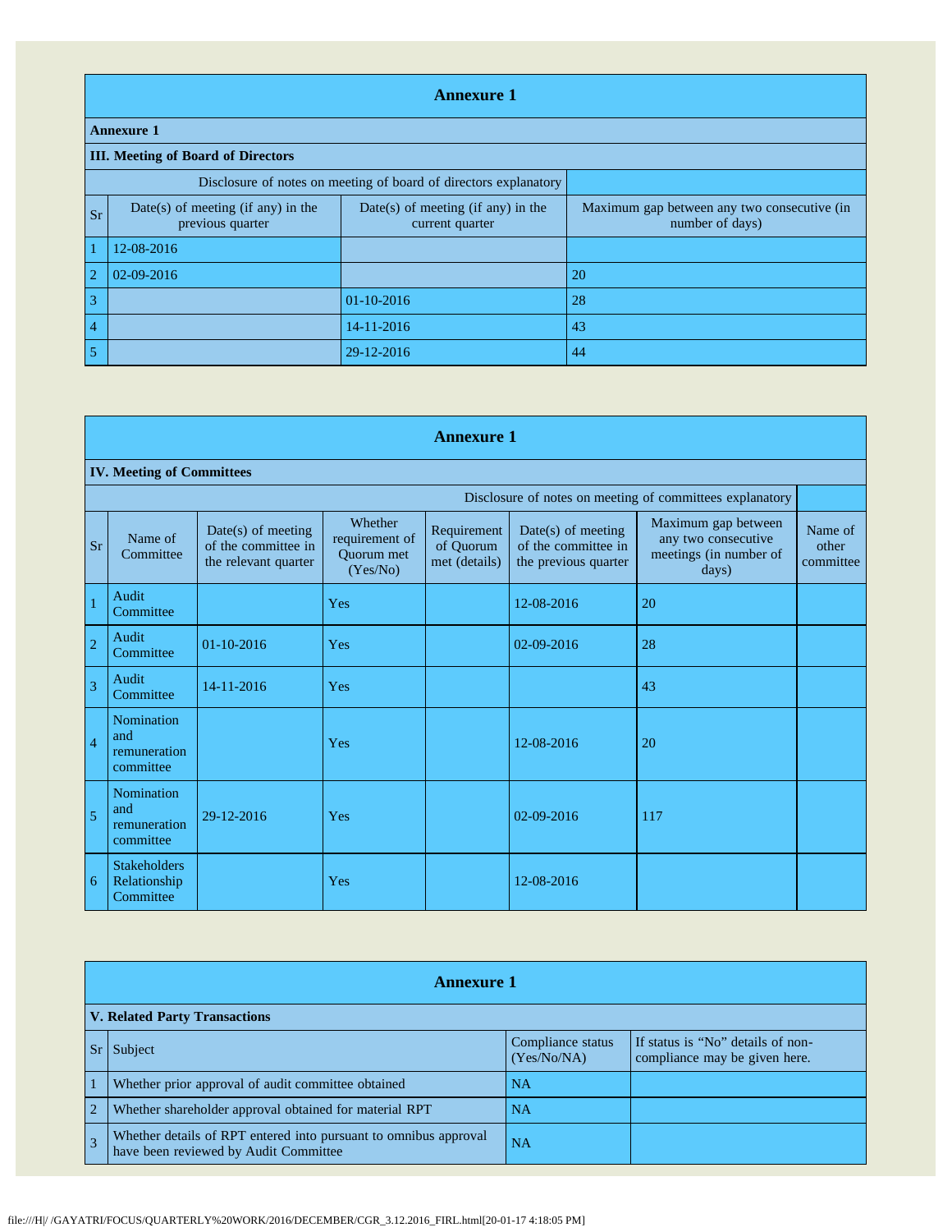## Annexure 1

| Annexure 1 | | | |
|---|---|---|---|
| **III. Meeting of Board of Directors** | | | |
| Disclosure of notes on meeting of board of directors explanatory | | | |
| Sr | Date(s) of meeting (if any) in the previous quarter | Date(s) of meeting (if any) in the current quarter | Maximum gap between any two consecutive (in number of days) |
| 1 | 12-08-2016 | | |
| 2 | 02-09-2016 | | 20 |
| 3 | | 01-10-2016 | 28 |
| 4 | | 14-11-2016 | 43 |
| 5 | | 29-12-2016 | 44 |

## Annexure 1

| **IV. Meeting of Committees** | | | | | | | |
|---|---|---|---|---|---|---|---|
| Disclosure of notes on meeting of committees explanatory | | | | | | | |
| Sr | Name of Committee | Date(s) of meeting of the committee in the relevant quarter | Whether requirement of Quorum met (Yes/No) | Requirement of Quorum met (details) | Date(s) of meeting of the committee in the previous quarter | Maximum gap between any two consecutive meetings (in number of days) | Name of other committee |
| 1 | Audit Committee | | Yes | | 12-08-2016 | 20 | |
| 2 | Audit Committee | 01-10-2016 | Yes | | 02-09-2016 | 28 | |
| 3 | Audit Committee | 14-11-2016 | Yes | | | 43 | |
| 4 | Nomination and remuneration committee | | Yes | | 12-08-2016 | 20 | |
| 5 | Nomination and remuneration committee | 29-12-2016 | Yes | | 02-09-2016 | 117 | |
| 6 | Stakeholders Relationship Committee | | Yes | | 12-08-2016 | | |

## Annexure 1

| **V. Related Party Transactions** | | | |
|---|---|---|---|
| Sr | Subject | Compliance status (Yes/No/NA) | If status is "No" details of non-compliance may be given here. |
| 1 | Whether prior approval of audit committee obtained | NA | |
| 2 | Whether shareholder approval obtained for material RPT | NA | |
| 3 | Whether details of RPT entered into pursuant to omnibus approval have been reviewed by Audit Committee | NA | |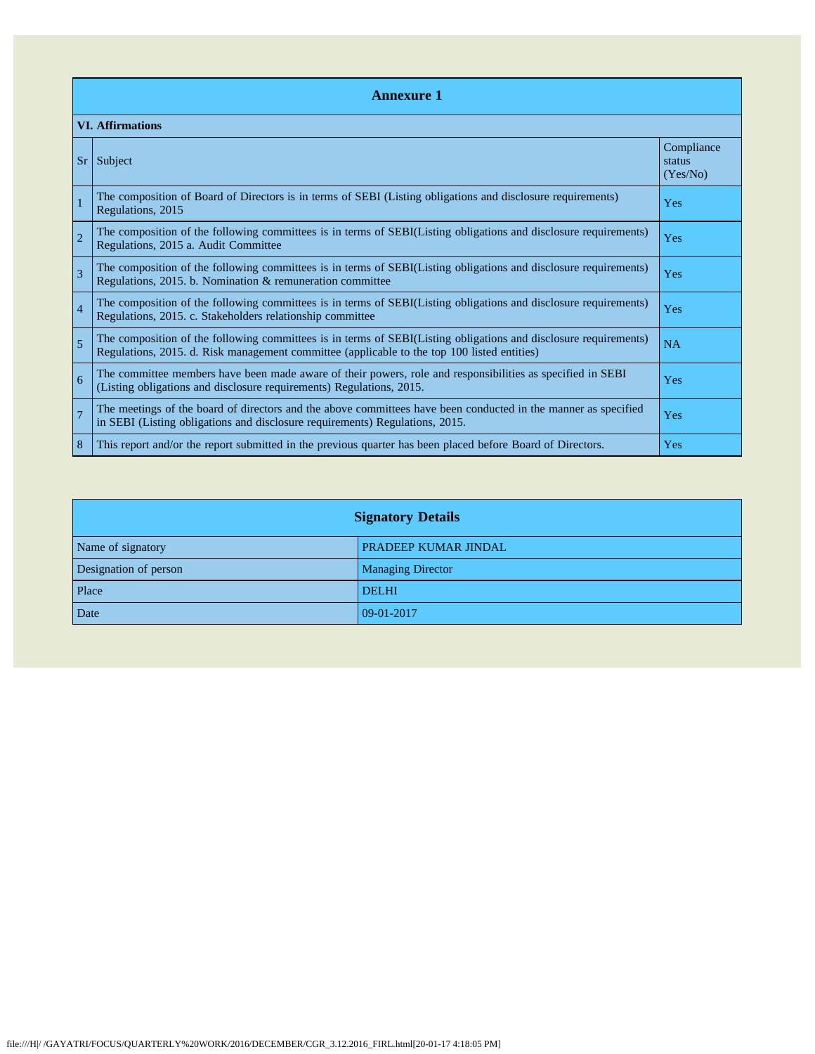## Annexure 1

### VI. Affirmations

| Sr | Subject | Compliance status (Yes/No) |
|---|---|---|
| 1 | The composition of Board of Directors is in terms of SEBI (Listing obligations and disclosure requirements) Regulations, 2015 | Yes |
| 2 | The composition of the following committees is in terms of SEBI(Listing obligations and disclosure requirements) Regulations, 2015 a. Audit Committee | Yes |
| 3 | The composition of the following committees is in terms of SEBI(Listing obligations and disclosure requirements) Regulations, 2015. b. Nomination & remuneration committee | Yes |
| 4 | The composition of the following committees is in terms of SEBI(Listing obligations and disclosure requirements) Regulations, 2015. c. Stakeholders relationship committee | Yes |
| 5 | The composition of the following committees is in terms of SEBI(Listing obligations and disclosure requirements) Regulations, 2015. d. Risk management committee (applicable to the top 100 listed entities) | NA |
| 6 | The committee members have been made aware of their powers, role and responsibilities as specified in SEBI (Listing obligations and disclosure requirements) Regulations, 2015. | Yes |
| 7 | The meetings of the board of directors and the above committees have been conducted in the manner as specified in SEBI (Listing obligations and disclosure requirements) Regulations, 2015. | Yes |
| 8 | This report and/or the report submitted in the previous quarter has been placed before Board of Directors. | Yes |

## Signatory Details

| | |
|---|---|
| Name of signatory | PRADEEP KUMAR JINDAL |
| Designation of person | Managing Director |
| Place | DELHI |
| Date | 09-01-2017 |